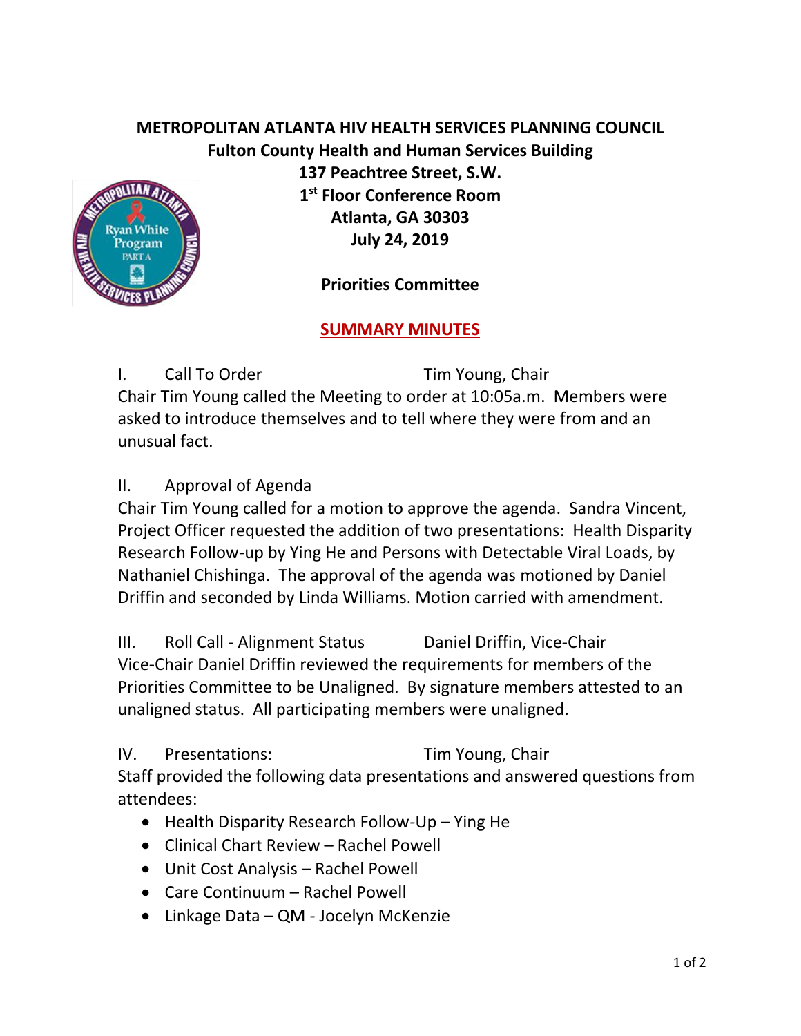# METROPOLITAN ATLANTA HIV HEALTH SERVICES PLANNING COUNCIL

**Fulton County Health and Human Services Building**
**137 Peachtree Street, S.W.**
**1st Floor Conference Room**
**Atlanta, GA 30303**
**July 24, 2019**

## Priorities Committee

## SUMMARY MINUTES

I. Call To Order — Tim Young, Chair

Chair Tim Young called the Meeting to order at 10:05a.m. Members were asked to introduce themselves and to tell where they were from and an unusual fact.

II. Approval of Agenda

Chair Tim Young called for a motion to approve the agenda. Sandra Vincent, Project Officer requested the addition of two presentations: Health Disparity Research Follow-up by Ying He and Persons with Detectable Viral Loads, by Nathaniel Chishinga. The approval of the agenda was motioned by Daniel Driffin and seconded by Linda Williams. Motion carried with amendment.

III. Roll Call - Alignment Status — Daniel Driffin, Vice-Chair

Vice-Chair Daniel Driffin reviewed the requirements for members of the Priorities Committee to be Unaligned. By signature members attested to an unaligned status. All participating members were unaligned.

IV. Presentations: — Tim Young, Chair

Staff provided the following data presentations and answered questions from attendees:

- Health Disparity Research Follow-Up – Ying He
- Clinical Chart Review – Rachel Powell
- Unit Cost Analysis – Rachel Powell
- Care Continuum – Rachel Powell
- Linkage Data – QM - Jocelyn McKenzie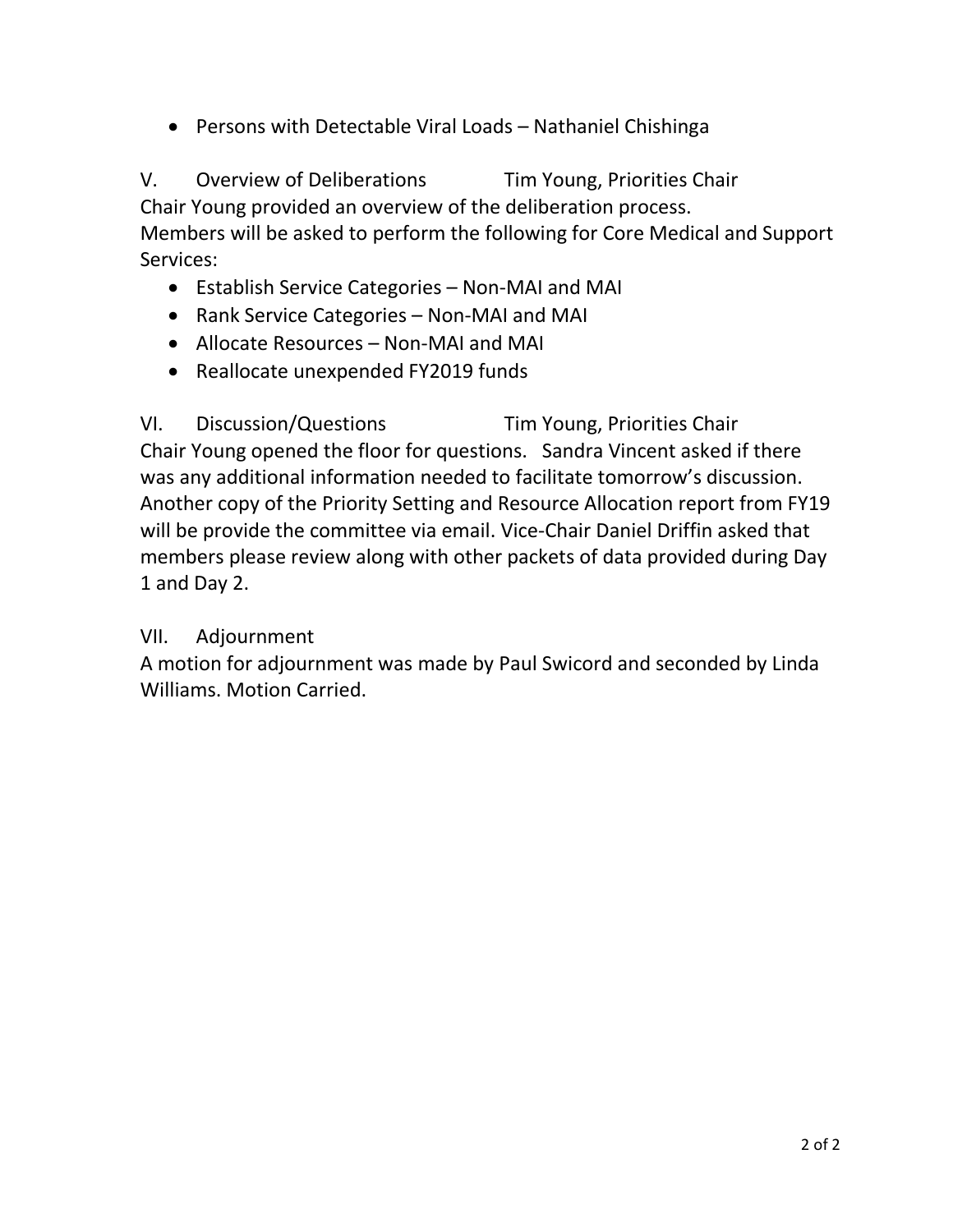- Persons with Detectable Viral Loads – Nathaniel Chishinga

V. Overview of Deliberations Tim Young, Priorities Chair

Chair Young provided an overview of the deliberation process.
Members will be asked to perform the following for Core Medical and Support Services:

- Establish Service Categories – Non-MAI and MAI
- Rank Service Categories – Non-MAI and MAI
- Allocate Resources – Non-MAI and MAI
- Reallocate unexpended FY2019 funds

VI. Discussion/Questions Tim Young, Priorities Chair

Chair Young opened the floor for questions. Sandra Vincent asked if there was any additional information needed to facilitate tomorrow's discussion. Another copy of the Priority Setting and Resource Allocation report from FY19 will be provide the committee via email. Vice-Chair Daniel Driffin asked that members please review along with other packets of data provided during Day 1 and Day 2.

VII. Adjournment

A motion for adjournment was made by Paul Swicord and seconded by Linda Williams. Motion Carried.